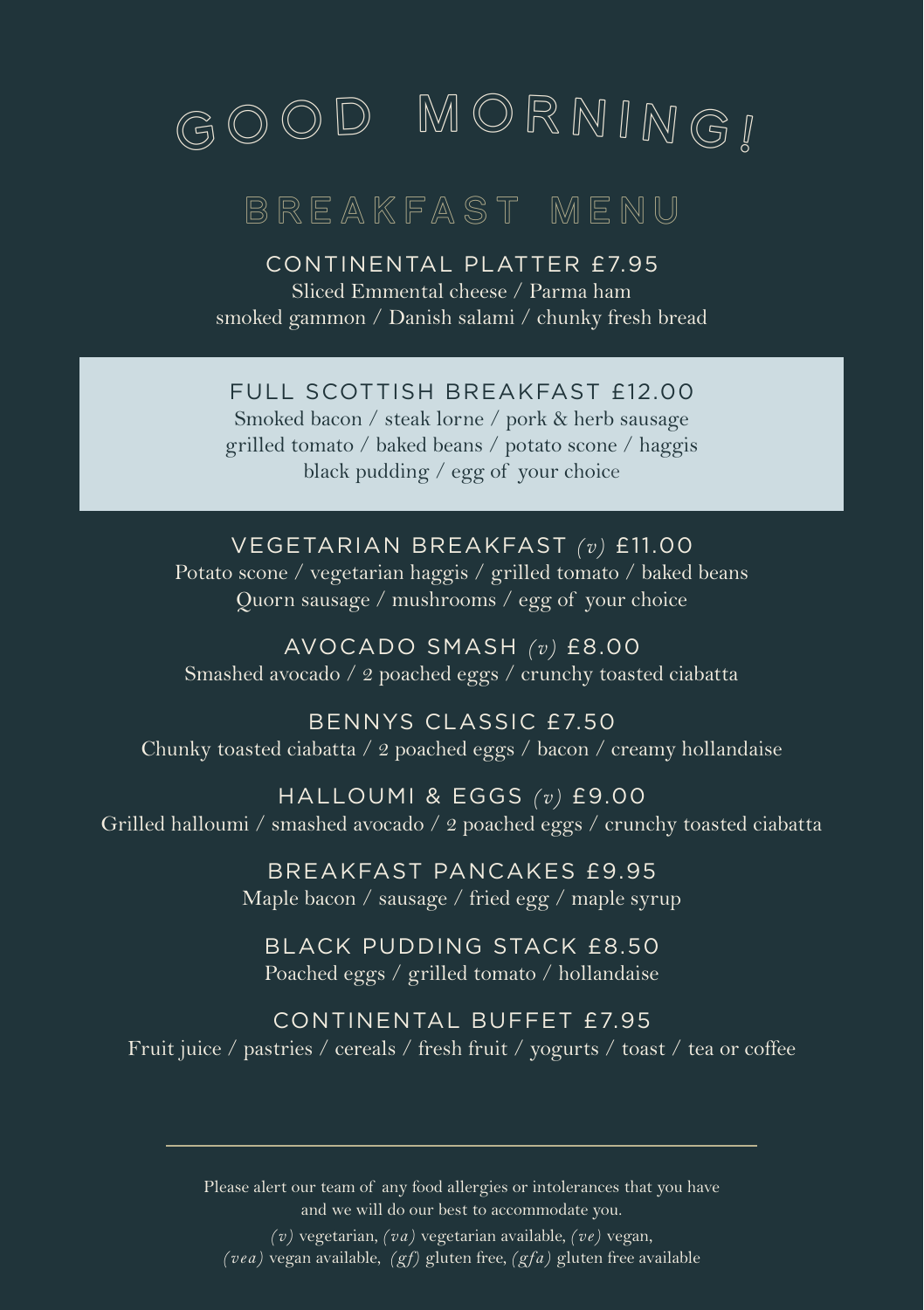# GOOD MORNING!

## BREAKFAST MENU

### CONTINENTAL PLATTER £7.95

Sliced Emmental cheese / Parma ham
smoked gammon / Danish salami / chunky fresh bread

### FULL SCOTTISH BREAKFAST £12.00

Smoked bacon / steak lorne / pork & herb sausage
grilled tomato / baked beans / potato scone / haggis
black pudding / egg of your choice

### VEGETARIAN BREAKFAST *(v)* £11.00

Potato scone / vegetarian haggis / grilled tomato / baked beans
Quorn sausage / mushrooms / egg of your choice

### AVOCADO SMASH *(v)* £8.00

Smashed avocado / 2 poached eggs / crunchy toasted ciabatta

### BENNYS CLASSIC £7.50

Chunky toasted ciabatta / 2 poached eggs / bacon / creamy hollandaise

### HALLOUMI & EGGS *(v)* £9.00

Grilled halloumi / smashed avocado / 2 poached eggs / crunchy toasted ciabatta

### BREAKFAST PANCAKES £9.95

Maple bacon / sausage / fried egg / maple syrup

### BLACK PUDDING STACK £8.50

Poached eggs / grilled tomato / hollandaise

### CONTINENTAL BUFFET £7.95

Fruit juice / pastries / cereals / fresh fruit / yogurts / toast / tea or coffee

---

Please alert our team of any food allergies or intolerances that you have
and we will do our best to accommodate you.

*(v)* vegetarian, *(va)* vegetarian available, *(ve)* vegan,
*(vea)* vegan available, *(gf)* gluten free, *(gfa)* gluten free available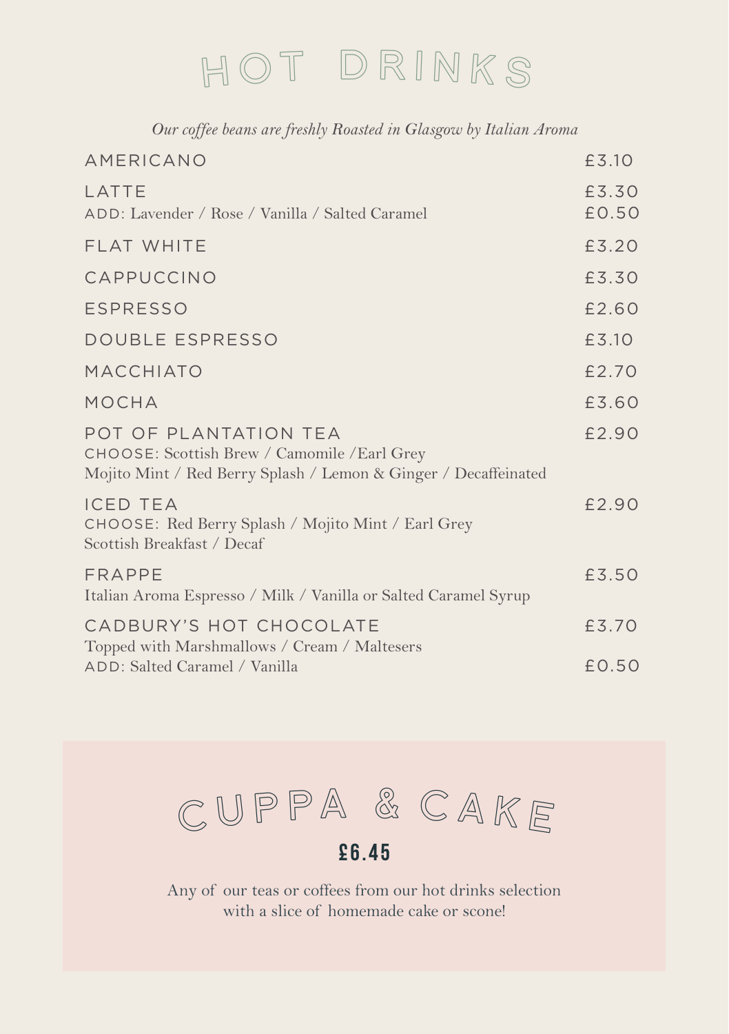# HOT DRINKS

*Our coffee beans are freshly Roasted in Glasgow by Italian Aroma*

| | |
|---|---|
| AMERICANO | £3.10 |
| LATTE | £3.30 |
| ADD: Lavender / Rose / Vanilla / Salted Caramel | £0.50 |
| FLAT WHITE | £3.20 |
| CAPPUCCINO | £3.30 |
| ESPRESSO | £2.60 |
| DOUBLE ESPRESSO | £3.10 |
| MACCHIATO | £2.70 |
| MOCHA | £3.60 |
| POT OF PLANTATION TEA<br>CHOOSE: Scottish Brew / Camomile /Earl Grey<br>Mojito Mint / Red Berry Splash / Lemon & Ginger / Decaffeinated | £2.90 |
| ICED TEA<br>CHOOSE: Red Berry Splash / Mojito Mint / Earl Grey<br>Scottish Breakfast / Decaf | £2.90 |
| FRAPPE<br>Italian Aroma Espresso / Milk / Vanilla or Salted Caramel Syrup | £3.50 |
| CADBURY'S HOT CHOCOLATE<br>Topped with Marshmallows / Cream / Maltesers | £3.70 |
| ADD: Salted Caramel / Vanilla | £0.50 |

## CUPPA & CAKE

**£6.45**

Any of our teas or coffees from our hot drinks selection with a slice of homemade cake or scone!